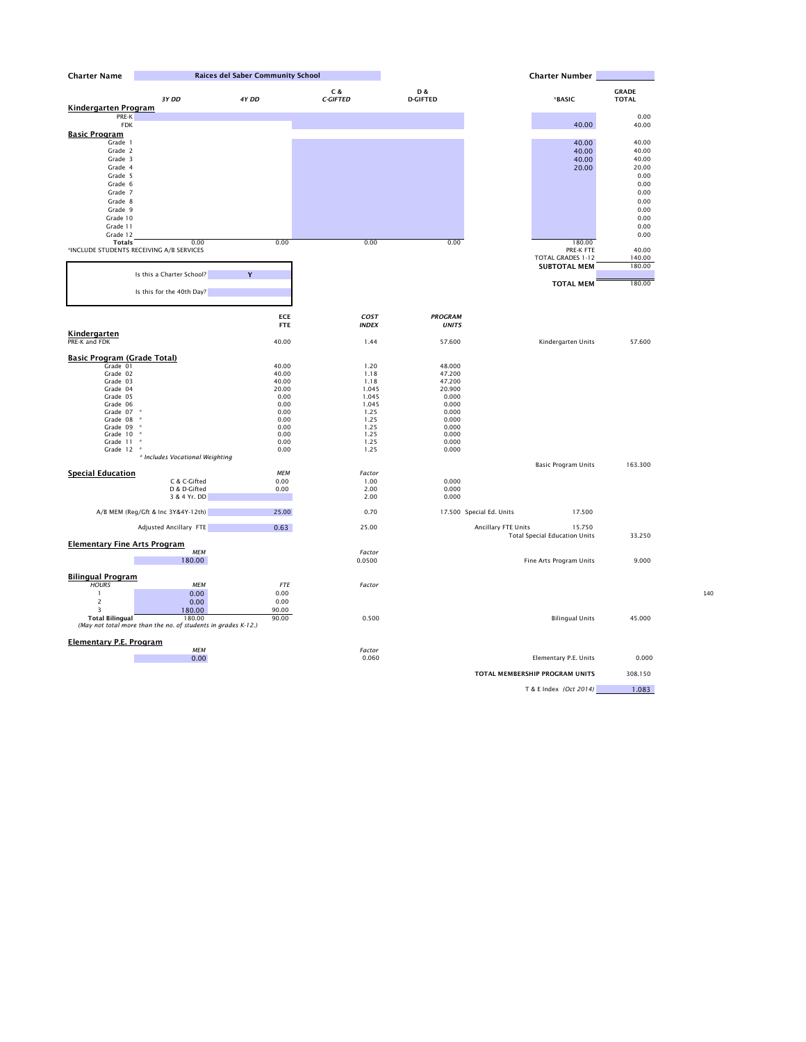**Charter Name** Raices del Saber Community School **Charter Number**

| | 3Y DD | 4Y DD | C & C-GIFTED | D & D-GIFTED | *BASIC | GRADE TOTAL |
|---|---|---|---|---|---|---|
| **Kindergarten Program** | | | | | | |
| PRE-K | | | | | | 0.00 |
| FDK | | | | | 40.00 | 40.00 |
| **Basic Program** | | | | | | |
| Grade 1 | | | | | 40.00 | 40.00 |
| Grade 2 | | | | | 40.00 | 40.00 |
| Grade 3 | | | | | 40.00 | 40.00 |
| Grade 4 | | | | | 20.00 | 20.00 |
| Grade 5 | | | | | | 0.00 |
| Grade 6 | | | | | | 0.00 |
| Grade 7 | | | | | | 0.00 |
| Grade 8 | | | | | | 0.00 |
| Grade 9 | | | | | | 0.00 |
| Grade 10 | | | | | | 0.00 |
| Grade 11 | | | | | | 0.00 |
| Grade 12 | | | | | | 0.00 |
| Totals | 0.00 | 0.00 | 0.00 | 0.00 | 180.00 | |
| | | | | | PRE-K FTE | 40.00 |
| | | | | | TOTAL GRADES 1-12 | 140.00 |
| | | | | | **SUBTOTAL MEM** | 180.00 |
| | | | | | **TOTAL MEM** | 180.00 |

*INCLUDE STUDENTS RECEIVING A/B SERVICES

Is this a Charter School? Y

Is this for the 40th Day?

| | ECE FTE | COST INDEX | PROGRAM UNITS | | |
|---|---|---|---|---|---|
| **Kindergarten** | | | | | |
| PRE-K and FDK | 40.00 | 1.44 | 57.600 | Kindergarten Units | 57.600 |
| **Basic Program (Grade Total)** | | | | | |
| Grade 01 | 40.00 | 1.20 | 48.000 | | |
| Grade 02 | 40.00 | 1.18 | 47.200 | | |
| Grade 03 | 40.00 | 1.18 | 47.200 | | |
| Grade 04 | 20.00 | 1.045 | 20.900 | | |
| Grade 05 | 0.00 | 1.045 | 0.000 | | |
| Grade 06 | 0.00 | 1.045 | 0.000 | | |
| Grade 07 * | 0.00 | 1.25 | 0.000 | | |
| Grade 08 * | 0.00 | 1.25 | 0.000 | | |
| Grade 09 * | 0.00 | 1.25 | 0.000 | | |
| Grade 10 * | 0.00 | 1.25 | 0.000 | | |
| Grade 11 * | 0.00 | 1.25 | 0.000 | | |
| Grade 12 * | 0.00 | 1.25 | 0.000 | | |
| | | | | Basic Program Units | 163.300 |

\* Includes Vocational Weighting

**Special Education**

| | MEM | Factor | | | |
|---|---|---|---|---|---|
| C & C-Gifted | 0.00 | 1.00 | 0.000 | | |
| D & D-Gifted | 0.00 | 2.00 | 0.000 | | |
| 3 & 4 Yr. DD | | 2.00 | 0.000 | | |
| A/B MEM (Reg/Gft & Inc 3Y&4Y-12th) | 25.00 | 0.70 | 17.500 | Special Ed. Units | 17.500 |
| Adjusted Ancillary FTE | 0.63 | 25.00 | | Ancillary FTE Units | 15.750 |
| | | | | Total Special Education Units | 33.250 |

**Elementary Fine Arts Program**

| MEM | Factor | | |
|---|---|---|---|
| 180.00 | 0.0500 | Fine Arts Program Units | 9.000 |

**Bilingual Program**

| HOURS | MEM | FTE | Factor | | |
|---|---|---|---|---|---|
| 1 | 0.00 | 0.00 | | | |
| 2 | 0.00 | 0.00 | | | |
| 3 | 180.00 | 90.00 | | | |
| Total Bilingual | 180.00 | 90.00 | 0.500 | Bilingual Units | 45.000 |

*(May not total more than the no. of students in grades K-12.)*

140

**Elementary P.E. Program**

| MEM | Factor | | |
|---|---|---|---|
| 0.00 | 0.060 | Elementary P.E. Units | 0.000 |

**TOTAL MEMBERSHIP PROGRAM UNITS** 308.150

T & E Index *(Oct 2014)* 1.083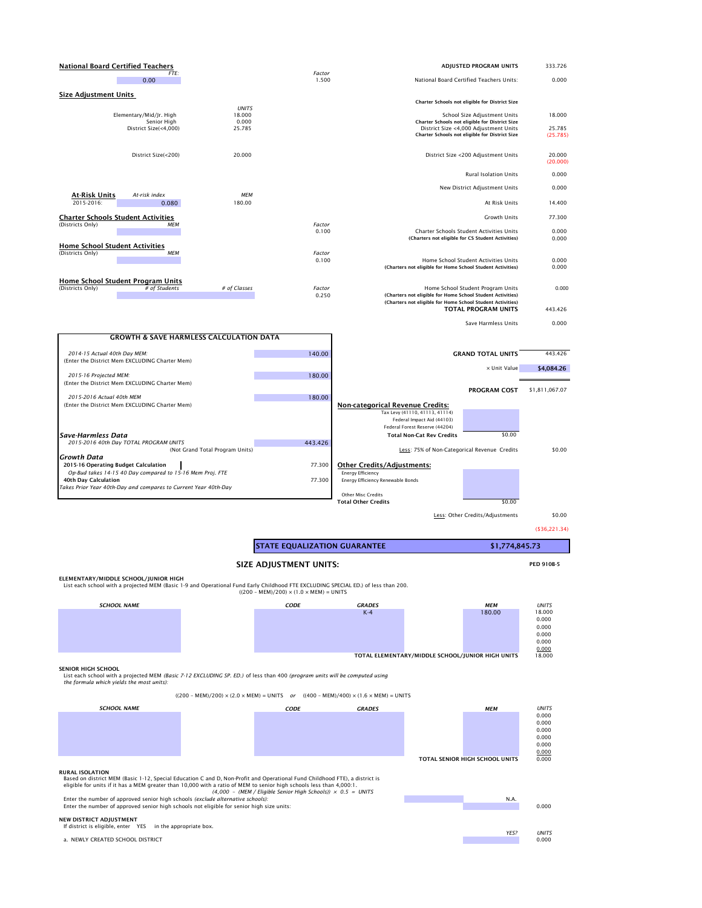## National Board Certified Teachers

| FTE: | Factor |
|---|---|
| 0.00 | 1.500 |

## Size Adjustment Units

| | UNITS |
|---|---|
| Elementary/Mid/Jr. High | 18.000 |
| Senior High | 0.000 |
| District Size(<4,000) | 25.785 |
| District Size(<200) | 20.000 |

**At-Risk Units**

| | At-risk index | MEM |
|---|---|---|
| 2015-2016: | 0.080 | 180.00 |

## Charter Schools Student Activities

(Districts Only) MEM — Factor 0.100

## Home School Student Activities

(Districts Only) MEM — Factor 0.100

## Home School Student Program Units

(Districts Only) # of Students — # of Classes — Factor 0.250

| | |
|---|---|
| **ADJUSTED PROGRAM UNITS** | 333.726 |
| National Board Certified Teachers Units: | 0.000 |
| **Charter Schools not eligible for District Size** | |
| School Size Adjustment Units | 18.000 |
| **Charter Schools not eligible for District Size** | |
| District Size <4,000 Adjustment Units | 25.785 |
| **Charter Schools not eligible for District Size** | (25.785) |
| District Size <200 Adjustment Units | 20.000 |
| | (20.000) |
| Rural Isolation Units | 0.000 |
| New District Adjustment Units | 0.000 |
| At Risk Units | 14.400 |
| Growth Units | 77.300 |
| Charter Schools Student Activities Units | 0.000 |
| **(Charters not eligible for CS Student Activities)** | 0.000 |
| Home School Student Activities Units | 0.000 |
| **(Charters not eligible for Home School Student Activities)** | 0.000 |
| Home School Student Program Units | 0.000 |
| **(Charters not eligible for Home School Student Activities)** | |
| **(Charters not eligible for Home School Student Activities)** | |
| **TOTAL PROGRAM UNITS** | 443.426 |
| Save Harmless Units | 0.000 |
| **GRAND TOTAL UNITS** | 443.426 |
| × Unit Value | **$4,084.26** |
| **PROGRAM COST** | $1,811,067.07 |

### GROWTH & SAVE HARMLESS CALCULATION DATA

| | |
|---|---|
| *2014-15 Actual 40th Day MEM:* (Enter the District Mem EXCLUDING Charter Mem) | 140.00 |
| *2015-16 Projected MEM:* (Enter the District Mem EXCLUDING Charter Mem) | 180.00 |
| *2015-2016 Actual 40th MEM* (Enter the District Mem EXCLUDING Charter Mem) | 180.00 |
| ***Save-Harmless Data*** | |
| *2015-2016 40th Day TOTAL PROGRAM UNITS* (Not Grand Total Program Units) | 443.426 |
| ***Growth Data*** | |
| **2015-16 Operating Budget Calculation** — *Op-Bud takes 14-15 40 Day compared to 15-16 Mem Proj. FTE* | 77.300 |
| **40th Day Calculation** — *Takes Prior Year 40th-Day and compares to Current Year 40th-Day* | 77.300 |

**Non-categorical Revenue Credits:**

- Tax Levy (41110, 41113, 41114)
- Federal Impact Aid (44103)
- Federal Forest Reserve (44204)

| | |
|---|---|
| **Total Non-Cat Rev Credits** | $0.00 |
| Less: 75% of Non-Categorical Revenue Credits | $0.00 |

**Other Credits/Adjustments:**

- Energy Efficiency
- Energy Efficiency Renewable Bonds
- Other Misc Credits

| | |
|---|---|
| **Total Other Credits** | $0.00 |
| Less: Other Credits/Adjustments | $0.00 |
| | ($36,221.34) |

| **STATE EQUALIZATION GUARANTEE** | **$1,774,845.73** |
|---|---|

## SIZE ADJUSTMENT UNITS:

PED 910B-5

**ELEMENTARY/MIDDLE SCHOOL/JUNIOR HIGH**

List each school with a projected MEM (Basic 1-9 and Operational Fund Early Childhood FTE EXCLUDING SPECIAL ED.) of less than 200.

((200 – MEM)/200) × (1.0 × MEM) = UNITS

| SCHOOL NAME | CODE | GRADES | MEM | UNITS |
|---|---|---|---|---|
| | | K-4 | 180.00 | 18.000 |
| | | | | 0.000 |
| | | | | 0.000 |
| | | | | 0.000 |
| | | | | 0.000 |
| | | | | 0.000 |
| | | **TOTAL ELEMENTARY/MIDDLE SCHOOL/JUNIOR HIGH UNITS** | | 18.000 |

**SENIOR HIGH SCHOOL**

List each school with a projected MEM *(Basic 7-12 EXCLUDING SP. ED.)* of less than 400 *(program units will be computed using the formula which yields the most units):*

((200 – MEM)/200) × (2.0 × MEM) = UNITS *or* ((400 – MEM)/400) × (1.6 × MEM) = UNITS

| SCHOOL NAME | CODE | GRADES | MEM | UNITS |
|---|---|---|---|---|
| | | | | 0.000 |
| | | | | 0.000 |
| | | | | 0.000 |
| | | | | 0.000 |
| | | | | 0.000 |
| | | | | 0.000 |
| | | **TOTAL SENIOR HIGH SCHOOL UNITS** | | 0.000 |

**RURAL ISOLATION**

Based on district MEM (Basic 1-12, Special Education C and D, Non-Profit and Operational Fund Childhood FTE), a district is eligible for units if it has a MEM greater than 10,000 with a ratio of MEM to senior high schools less than 4,000:1.

*(4,000 – (MEM / Eligible Senior High Schools)) × 0.5 = UNITS*

| | | |
|---|---|---|
| Enter the number of approved senior high schools *(exclude alternative schools):* | N.A. | |
| Enter the number of approved senior high schools not eligible for senior high size units: | | 0.000 |

**NEW DISTRICT ADJUSTMENT**

If district is eligible, enter YES in the appropriate box.

| | YES? | UNITS |
|---|---|---|
| a. NEWLY CREATED SCHOOL DISTRICT | | 0.000 |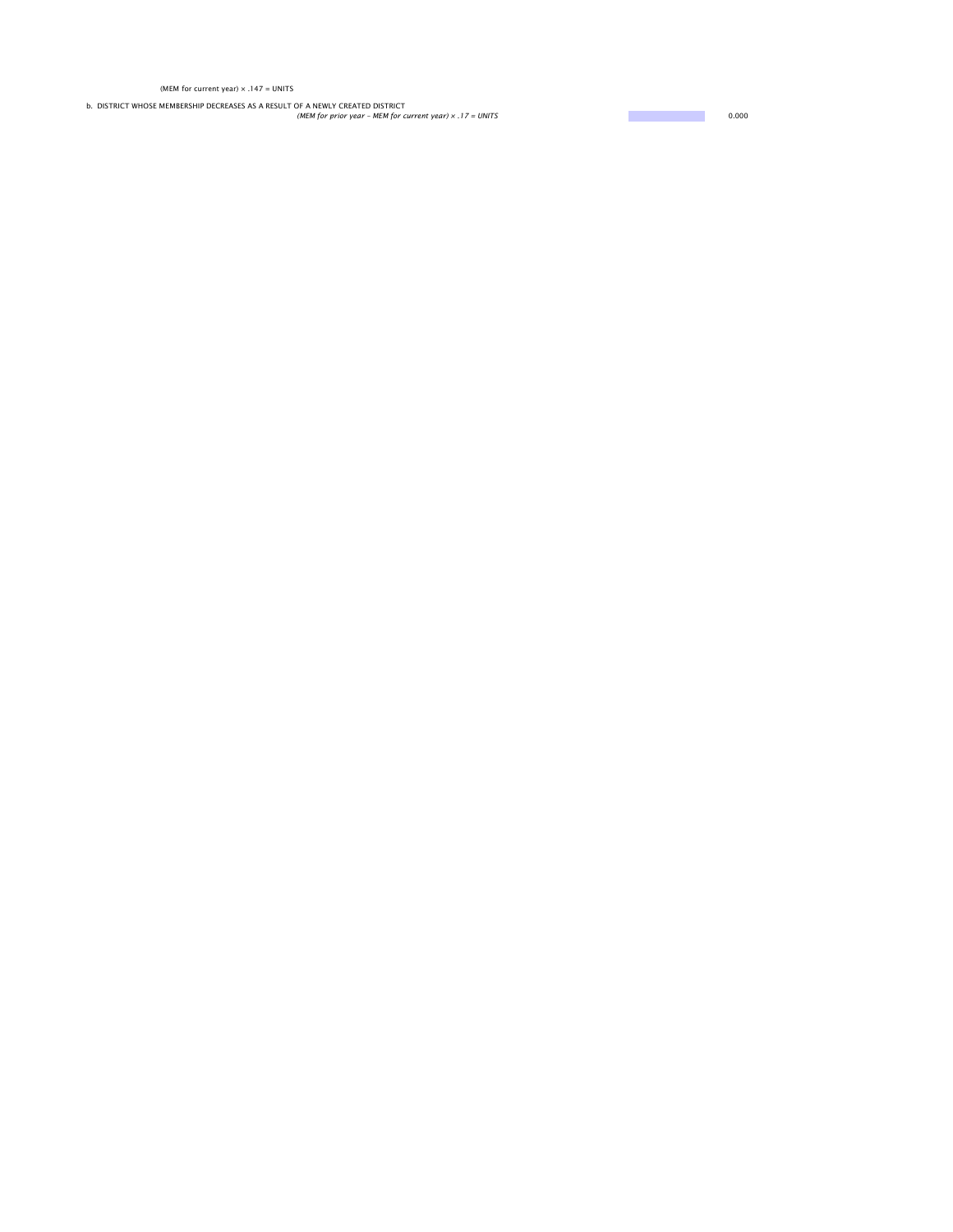(MEM for current year) × .147 = UNITS

b. DISTRICT WHOSE MEMBERSHIP DECREASES AS A RESULT OF A NEWLY CREATED DISTRICT

*(MEM for prior year – MEM for current year) × .17 = UNITS* 0.000